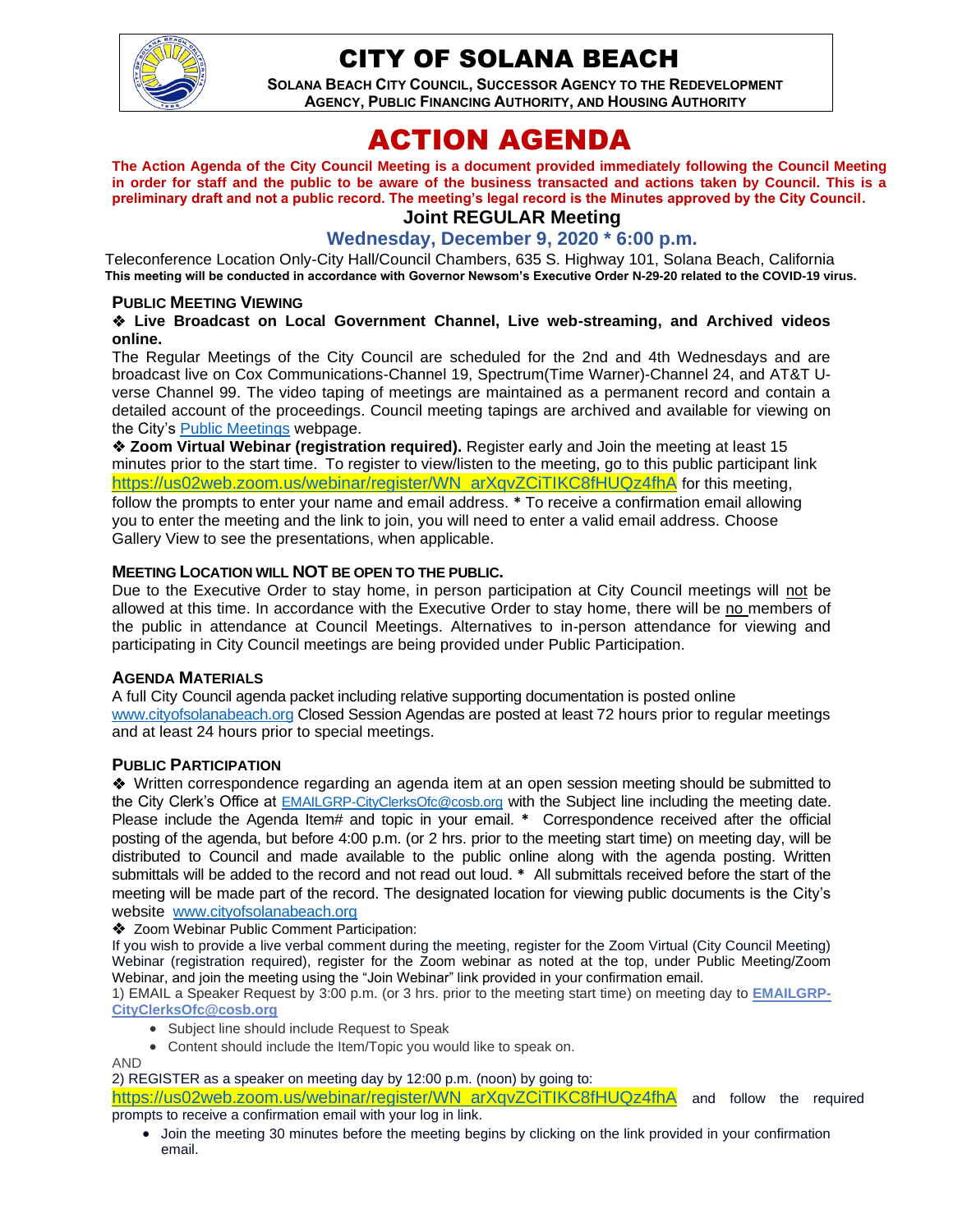# CITY OF SOLANA BEACH

**SOLANA BEACH CITY COUNCIL, SUCCESSOR AGENCY TO THE REDEVELOPMENT AGENCY, PUBLIC FINANCING AUTHORITY, AND HOUSING AUTHORITY**

# ACTION AGENDA

**The Action Agenda of the City Council Meeting is a document provided immediately following the Council Meeting in order for staff and the public to be aware of the business transacted and actions taken by Council. This is a preliminary draft and not a public record. The meeting's legal record is the Minutes approved by the City Council.**

## Joint REGULAR Meeting

### Wednesday, December 9, 2020 * 6:00 p.m.

Teleconference Location Only-City Hall/Council Chambers, 635 S. Highway 101, Solana Beach, California

**This meeting will be conducted in accordance with Governor Newsom's Executive Order N-29-20 related to the COVID-19 virus.**

#### PUBLIC MEETING VIEWING

❖ **Live Broadcast on Local Government Channel, Live web-streaming, and Archived videos online.**

The Regular Meetings of the City Council are scheduled for the 2nd and 4th Wednesdays and are broadcast live on Cox Communications-Channel 19, Spectrum(Time Warner)-Channel 24, and AT&T U-verse Channel 99. The video taping of meetings are maintained as a permanent record and contain a detailed account of the proceedings. Council meeting tapings are archived and available for viewing on the City's Public Meetings webpage.

❖ **Zoom Virtual Webinar (registration required).** Register early and Join the meeting at least 15 minutes prior to the start time. To register to view/listen to the meeting, go to this public participant link https://us02web.zoom.us/webinar/register/WN_arXqvZCiTIKC8fHUQz4fhA for this meeting, follow the prompts to enter your name and email address. * To receive a confirmation email allowing you to enter the meeting and the link to join, you will need to enter a valid email address. Choose Gallery View to see the presentations, when applicable.

#### MEETING LOCATION WILL NOT BE OPEN TO THE PUBLIC.

Due to the Executive Order to stay home, in person participation at City Council meetings will not be allowed at this time. In accordance with the Executive Order to stay home, there will be no members of the public in attendance at Council Meetings. Alternatives to in-person attendance for viewing and participating in City Council meetings are being provided under Public Participation.

#### AGENDA MATERIALS

A full City Council agenda packet including relative supporting documentation is posted online www.cityofsolanabeach.org Closed Session Agendas are posted at least 72 hours prior to regular meetings and at least 24 hours prior to special meetings.

#### PUBLIC PARTICIPATION

❖ Written correspondence regarding an agenda item at an open session meeting should be submitted to the City Clerk's Office at EMAILGRP-CityClerksOfc@cosb.org with the Subject line including the meeting date. Please include the Agenda Item# and topic in your email. * Correspondence received after the official posting of the agenda, but before 4:00 p.m. (or 2 hrs. prior to the meeting start time) on meeting day, will be distributed to Council and made available to the public online along with the agenda posting. Written submittals will be added to the record and not read out loud. * All submittals received before the start of the meeting will be made part of the record. The designated location for viewing public documents is the City's website www.cityofsolanabeach.org

❖ Zoom Webinar Public Comment Participation:

If you wish to provide a live verbal comment during the meeting, register for the Zoom Virtual (City Council Meeting) Webinar (registration required), register for the Zoom webinar as noted at the top, under Public Meeting/Zoom Webinar, and join the meeting using the "Join Webinar" link provided in your confirmation email.

1) EMAIL a Speaker Request by 3:00 p.m. (or 3 hrs. prior to the meeting start time) on meeting day to **EMAILGRP-CityClerksOfc@cosb.org**

- Subject line should include Request to Speak
- Content should include the Item/Topic you would like to speak on.

AND

2) REGISTER as a speaker on meeting day by 12:00 p.m. (noon) by going to: https://us02web.zoom.us/webinar/register/WN_arXqvZCiTIKC8fHUQz4fhA and follow the required prompts to receive a confirmation email with your log in link.

- Join the meeting 30 minutes before the meeting begins by clicking on the link provided in your confirmation email.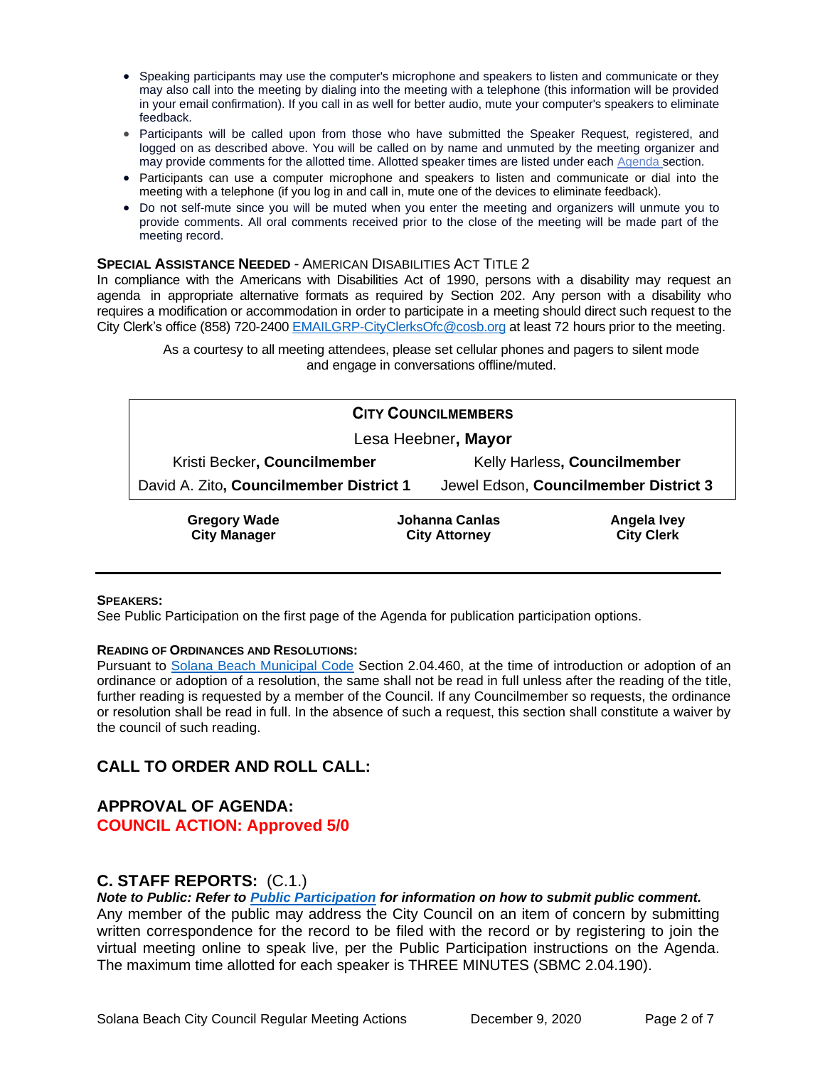- Speaking participants may use the computer's microphone and speakers to listen and communicate or they may also call into the meeting by dialing into the meeting with a telephone (this information will be provided in your email confirmation). If you call in as well for better audio, mute your computer's speakers to eliminate feedback.
- Participants will be called upon from those who have submitted the Speaker Request, registered, and logged on as described above. You will be called on by name and unmuted by the meeting organizer and may provide comments for the allotted time. Allotted speaker times are listed under each Agenda section.
- Participants can use a computer microphone and speakers to listen and communicate or dial into the meeting with a telephone (if you log in and call in, mute one of the devices to eliminate feedback).
- Do not self-mute since you will be muted when you enter the meeting and organizers will unmute you to provide comments. All oral comments received prior to the close of the meeting will be made part of the meeting record.

**SPECIAL ASSISTANCE NEEDED** - AMERICAN DISABILITIES ACT TITLE 2

In compliance with the Americans with Disabilities Act of 1990, persons with a disability may request an agenda in appropriate alternative formats as required by Section 202. Any person with a disability who requires a modification or accommodation in order to participate in a meeting should direct such request to the City Clerk's office (858) 720-2400 EMAILGRP-CityClerksOfc@cosb.org at least 72 hours prior to the meeting.

As a courtesy to all meeting attendees, please set cellular phones and pagers to silent mode and engage in conversations offline/muted.

**CITY COUNCILMEMBERS**

Lesa Heebner, **Mayor**

Kristi Becker, **Councilmember** | Kelly Harless, **Councilmember**

David A. Zito, **Councilmember District 1** | Jewel Edson, **Councilmember District 3**

**Gregory Wade, City Manager** | **Johanna Canlas, City Attorney** | **Angela Ivey, City Clerk**

---

**SPEAKERS:**

See Public Participation on the first page of the Agenda for publication participation options.

**READING OF ORDINANCES AND RESOLUTIONS:**

Pursuant to Solana Beach Municipal Code Section 2.04.460, at the time of introduction or adoption of an ordinance or adoption of a resolution, the same shall not be read in full unless after the reading of the title, further reading is requested by a member of the Council. If any Councilmember so requests, the ordinance or resolution shall be read in full. In the absence of such a request, this section shall constitute a waiver by the council of such reading.

## CALL TO ORDER AND ROLL CALL:

## APPROVAL OF AGENDA:

**COUNCIL ACTION: Approved 5/0**

## C. STAFF REPORTS: (C.1.)

***Note to Public: Refer to Public Participation for information on how to submit public comment.***

Any member of the public may address the City Council on an item of concern by submitting written correspondence for the record to be filed with the record or by registering to join the virtual meeting online to speak live, per the Public Participation instructions on the Agenda. The maximum time allotted for each speaker is THREE MINUTES (SBMC 2.04.190).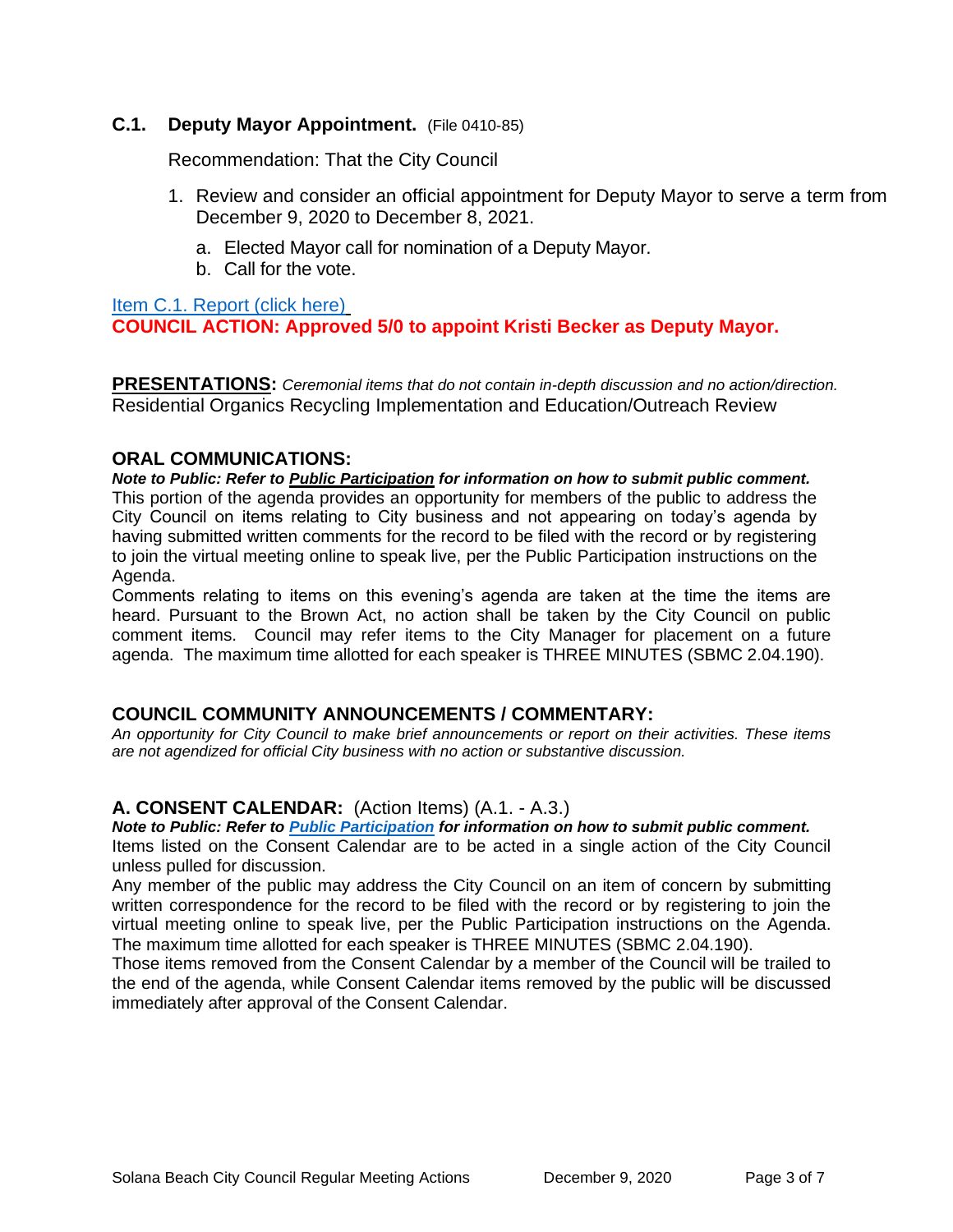### C.1. Deputy Mayor Appointment. (File 0410-85)

Recommendation: That the City Council

1. Review and consider an official appointment for Deputy Mayor to serve a term from December 9, 2020 to December 8, 2021.
   a. Elected Mayor call for nomination of a Deputy Mayor.
   b. Call for the vote.

Item C.1. Report (click here)

**COUNCIL ACTION: Approved 5/0 to appoint Kristi Becker as Deputy Mayor.**

**PRESENTATIONS:** *Ceremonial items that do not contain in-depth discussion and no action/direction.*
Residential Organics Recycling Implementation and Education/Outreach Review

## ORAL COMMUNICATIONS:

***Note to Public: Refer to Public Participation for information on how to submit public comment.***

This portion of the agenda provides an opportunity for members of the public to address the City Council on items relating to City business and not appearing on today's agenda by having submitted written comments for the record to be filed with the record or by registering to join the virtual meeting online to speak live, per the Public Participation instructions on the Agenda.

Comments relating to items on this evening's agenda are taken at the time the items are heard. Pursuant to the Brown Act, no action shall be taken by the City Council on public comment items. Council may refer items to the City Manager for placement on a future agenda. The maximum time allotted for each speaker is THREE MINUTES (SBMC 2.04.190).

## COUNCIL COMMUNITY ANNOUNCEMENTS / COMMENTARY:

*An opportunity for City Council to make brief announcements or report on their activities. These items are not agendized for official City business with no action or substantive discussion.*

## A. CONSENT CALENDAR: (Action Items) (A.1. - A.3.)

***Note to Public: Refer to Public Participation for information on how to submit public comment.***

Items listed on the Consent Calendar are to be acted in a single action of the City Council unless pulled for discussion.

Any member of the public may address the City Council on an item of concern by submitting written correspondence for the record to be filed with the record or by registering to join the virtual meeting online to speak live, per the Public Participation instructions on the Agenda. The maximum time allotted for each speaker is THREE MINUTES (SBMC 2.04.190).

Those items removed from the Consent Calendar by a member of the Council will be trailed to the end of the agenda, while Consent Calendar items removed by the public will be discussed immediately after approval of the Consent Calendar.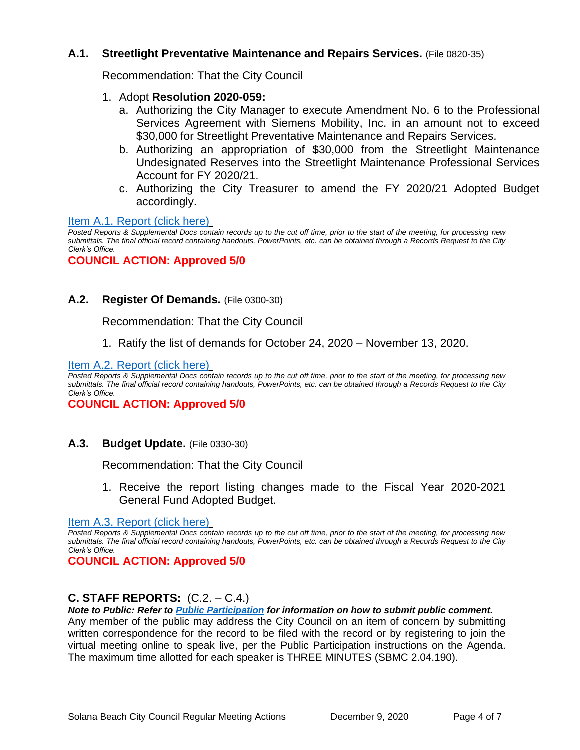### A.1. Streetlight Preventative Maintenance and Repairs Services. (File 0820-35)

Recommendation: That the City Council

1. Adopt **Resolution 2020-059:**
   a. Authorizing the City Manager to execute Amendment No. 6 to the Professional Services Agreement with Siemens Mobility, Inc. in an amount not to exceed $30,000 for Streetlight Preventative Maintenance and Repairs Services.
   b. Authorizing an appropriation of $30,000 from the Streetlight Maintenance Undesignated Reserves into the Streetlight Maintenance Professional Services Account for FY 2020/21.
   c. Authorizing the City Treasurer to amend the FY 2020/21 Adopted Budget accordingly.

Item A.1. Report (click here)

*Posted Reports & Supplemental Docs contain records up to the cut off time, prior to the start of the meeting, for processing new submittals. The final official record containing handouts, PowerPoints, etc. can be obtained through a Records Request to the City Clerk's Office.*

**COUNCIL ACTION: Approved 5/0**

### A.2. Register Of Demands. (File 0300-30)

Recommendation: That the City Council

1. Ratify the list of demands for October 24, 2020 – November 13, 2020.

Item A.2. Report (click here)

*Posted Reports & Supplemental Docs contain records up to the cut off time, prior to the start of the meeting, for processing new submittals. The final official record containing handouts, PowerPoints, etc. can be obtained through a Records Request to the City Clerk's Office.*

**COUNCIL ACTION: Approved 5/0**

### A.3. Budget Update. (File 0330-30)

Recommendation: That the City Council

1. Receive the report listing changes made to the Fiscal Year 2020-2021 General Fund Adopted Budget.

Item A.3. Report (click here)

*Posted Reports & Supplemental Docs contain records up to the cut off time, prior to the start of the meeting, for processing new submittals. The final official record containing handouts, PowerPoints, etc. can be obtained through a Records Request to the City Clerk's Office.*

**COUNCIL ACTION: Approved 5/0**

## C. STAFF REPORTS: (C.2. – C.4.)

***Note to Public: Refer to Public Participation for information on how to submit public comment.***

Any member of the public may address the City Council on an item of concern by submitting written correspondence for the record to be filed with the record or by registering to join the virtual meeting online to speak live, per the Public Participation instructions on the Agenda. The maximum time allotted for each speaker is THREE MINUTES (SBMC 2.04.190).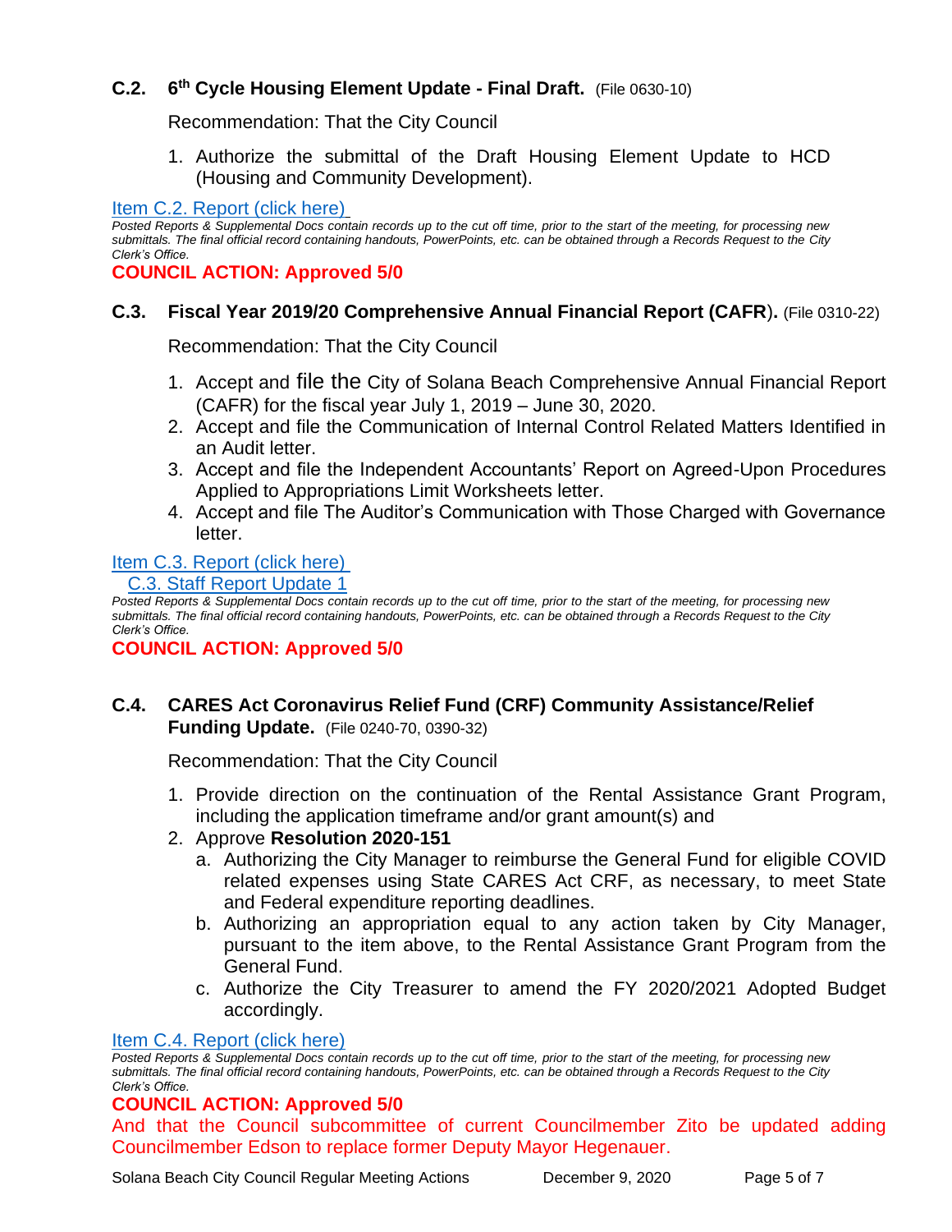### C.2. 6th Cycle Housing Element Update - Final Draft. (File 0630-10)

Recommendation: That the City Council

1. Authorize the submittal of the Draft Housing Element Update to HCD (Housing and Community Development).

Item C.2. Report (click here)

*Posted Reports & Supplemental Docs contain records up to the cut off time, prior to the start of the meeting, for processing new submittals. The final official record containing handouts, PowerPoints, etc. can be obtained through a Records Request to the City Clerk's Office.*

**COUNCIL ACTION: Approved 5/0**

### C.3. Fiscal Year 2019/20 Comprehensive Annual Financial Report (CAFR). (File 0310-22)

Recommendation: That the City Council

1. Accept and file the City of Solana Beach Comprehensive Annual Financial Report (CAFR) for the fiscal year July 1, 2019 – June 30, 2020.
2. Accept and file the Communication of Internal Control Related Matters Identified in an Audit letter.
3. Accept and file the Independent Accountants' Report on Agreed-Upon Procedures Applied to Appropriations Limit Worksheets letter.
4. Accept and file The Auditor's Communication with Those Charged with Governance letter.

Item C.3. Report (click here)

C.3. Staff Report Update 1

*Posted Reports & Supplemental Docs contain records up to the cut off time, prior to the start of the meeting, for processing new submittals. The final official record containing handouts, PowerPoints, etc. can be obtained through a Records Request to the City Clerk's Office.*

**COUNCIL ACTION: Approved 5/0**

### C.4. CARES Act Coronavirus Relief Fund (CRF) Community Assistance/Relief Funding Update. (File 0240-70, 0390-32)

Recommendation: That the City Council

1. Provide direction on the continuation of the Rental Assistance Grant Program, including the application timeframe and/or grant amount(s) and
2. Approve **Resolution 2020-151**
   a. Authorizing the City Manager to reimburse the General Fund for eligible COVID related expenses using State CARES Act CRF, as necessary, to meet State and Federal expenditure reporting deadlines.
   b. Authorizing an appropriation equal to any action taken by City Manager, pursuant to the item above, to the Rental Assistance Grant Program from the General Fund.
   c. Authorize the City Treasurer to amend the FY 2020/2021 Adopted Budget accordingly.

Item C.4. Report (click here)

*Posted Reports & Supplemental Docs contain records up to the cut off time, prior to the start of the meeting, for processing new submittals. The final official record containing handouts, PowerPoints, etc. can be obtained through a Records Request to the City Clerk's Office.*

**COUNCIL ACTION: Approved 5/0**

And that the Council subcommittee of current Councilmember Zito be updated adding Councilmember Edson to replace former Deputy Mayor Hegenauer.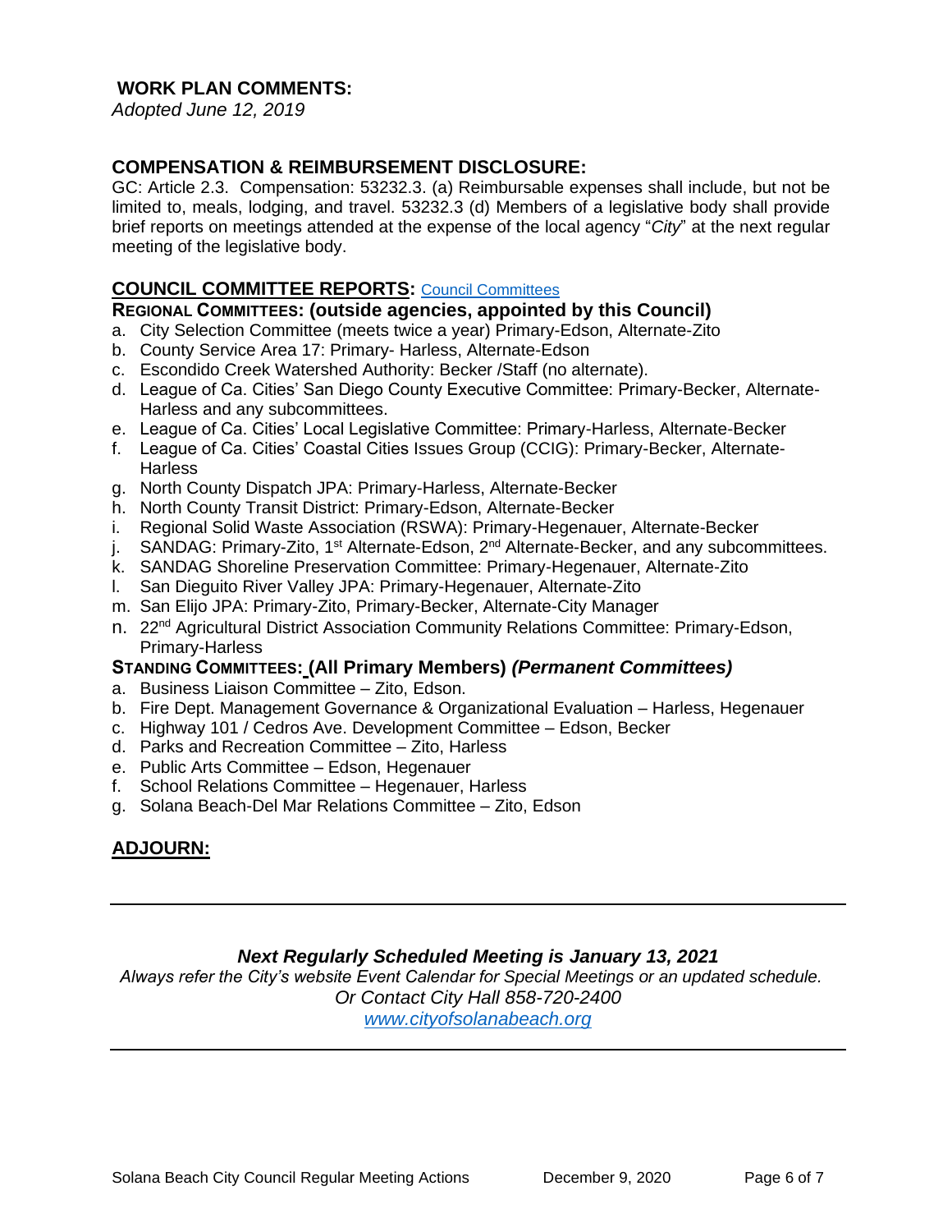## WORK PLAN COMMENTS:

*Adopted June 12, 2019*

## COMPENSATION & REIMBURSEMENT DISCLOSURE:

GC: Article 2.3. Compensation: 53232.3. (a) Reimbursable expenses shall include, but not be limited to, meals, lodging, and travel. 53232.3 (d) Members of a legislative body shall provide brief reports on meetings attended at the expense of the local agency "*City*" at the next regular meeting of the legislative body.

## COUNCIL COMMITTEE REPORTS: [Council Committees]

### REGIONAL COMMITTEES: (outside agencies, appointed by this Council)

a. City Selection Committee (meets twice a year) Primary-Edson, Alternate-Zito
b. County Service Area 17: Primary- Harless, Alternate-Edson
c. Escondido Creek Watershed Authority: Becker /Staff (no alternate).
d. League of Ca. Cities' San Diego County Executive Committee: Primary-Becker, Alternate-Harless and any subcommittees.
e. League of Ca. Cities' Local Legislative Committee: Primary-Harless, Alternate-Becker
f. League of Ca. Cities' Coastal Cities Issues Group (CCIG): Primary-Becker, Alternate-Harless
g. North County Dispatch JPA: Primary-Harless, Alternate-Becker
h. North County Transit District: Primary-Edson, Alternate-Becker
i. Regional Solid Waste Association (RSWA): Primary-Hegenauer, Alternate-Becker
j. SANDAG: Primary-Zito, 1st Alternate-Edson, 2nd Alternate-Becker, and any subcommittees.
k. SANDAG Shoreline Preservation Committee: Primary-Hegenauer, Alternate-Zito
l. San Dieguito River Valley JPA: Primary-Hegenauer, Alternate-Zito
m. San Elijo JPA: Primary-Zito, Primary-Becker, Alternate-City Manager
n. 22nd Agricultural District Association Community Relations Committee: Primary-Edson, Primary-Harless

### STANDING COMMITTEES: (All Primary Members) *(Permanent Committees)*

a. Business Liaison Committee – Zito, Edson.
b. Fire Dept. Management Governance & Organizational Evaluation – Harless, Hegenauer
c. Highway 101 / Cedros Ave. Development Committee – Edson, Becker
d. Parks and Recreation Committee – Zito, Harless
e. Public Arts Committee – Edson, Hegenauer
f. School Relations Committee – Hegenauer, Harless
g. Solana Beach-Del Mar Relations Committee – Zito, Edson

## ADJOURN:

---

***Next Regularly Scheduled Meeting is January 13, 2021***

*Always refer the City's website Event Calendar for Special Meetings or an updated schedule.*
*Or Contact City Hall 858-720-2400*
*[www.cityofsolanabeach.org]*

---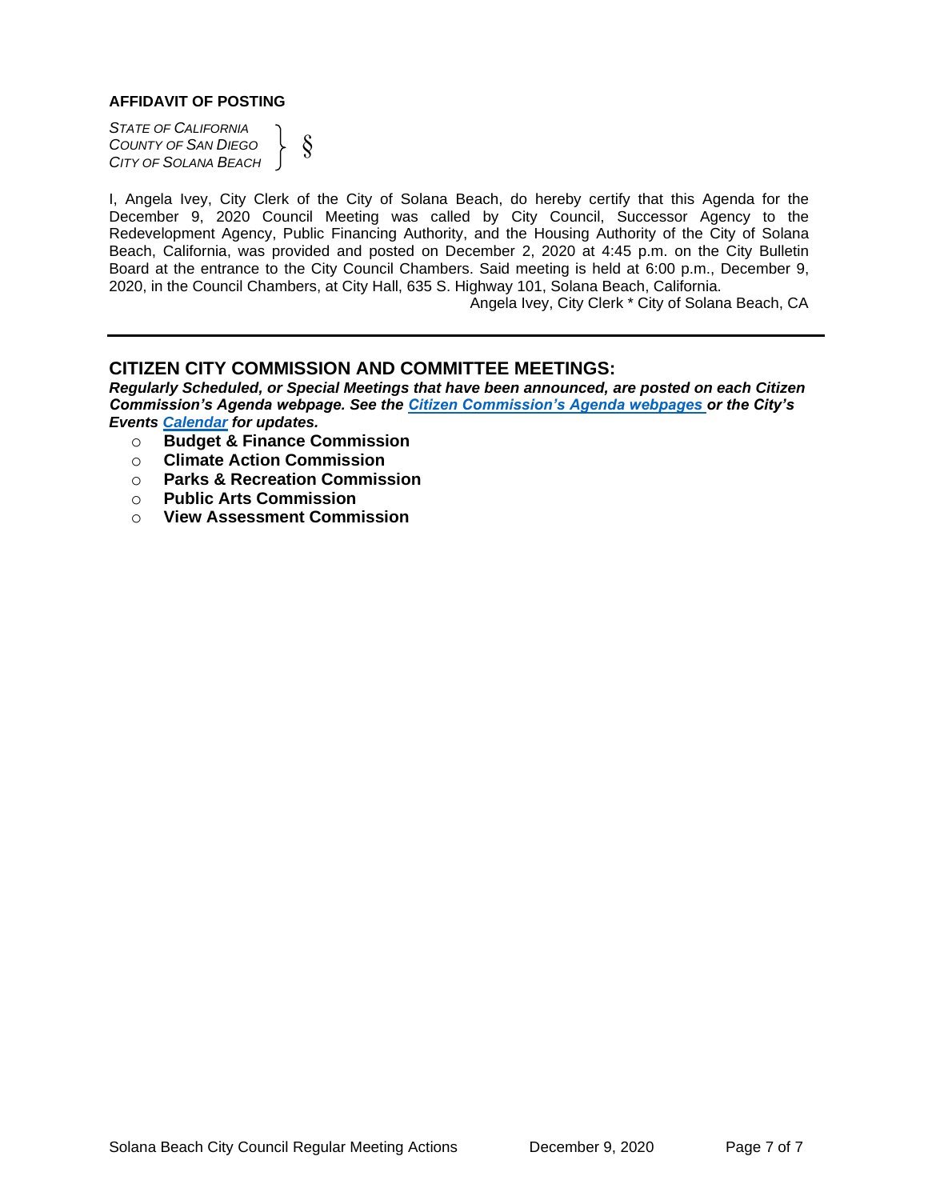**AFFIDAVIT OF POSTING**

*STATE OF CALIFORNIA*
*COUNTY OF SAN DIEGO* } §
*CITY OF SOLANA BEACH*

I, Angela Ivey, City Clerk of the City of Solana Beach, do hereby certify that this Agenda for the December 9, 2020 Council Meeting was called by City Council, Successor Agency to the Redevelopment Agency, Public Financing Authority, and the Housing Authority of the City of Solana Beach, California, was provided and posted on December 2, 2020 at 4:45 p.m. on the City Bulletin Board at the entrance to the City Council Chambers. Said meeting is held at 6:00 p.m., December 9, 2020, in the Council Chambers, at City Hall, 635 S. Highway 101, Solana Beach, California.

Angela Ivey, City Clerk * City of Solana Beach, CA

---

## CITIZEN CITY COMMISSION AND COMMITTEE MEETINGS:

***Regularly Scheduled, or Special Meetings that have been announced, are posted on each Citizen Commission's Agenda webpage. See the Citizen Commission's Agenda webpages or the City's Events Calendar for updates.***

- **Budget & Finance Commission**
- **Climate Action Commission**
- **Parks & Recreation Commission**
- **Public Arts Commission**
- **View Assessment Commission**